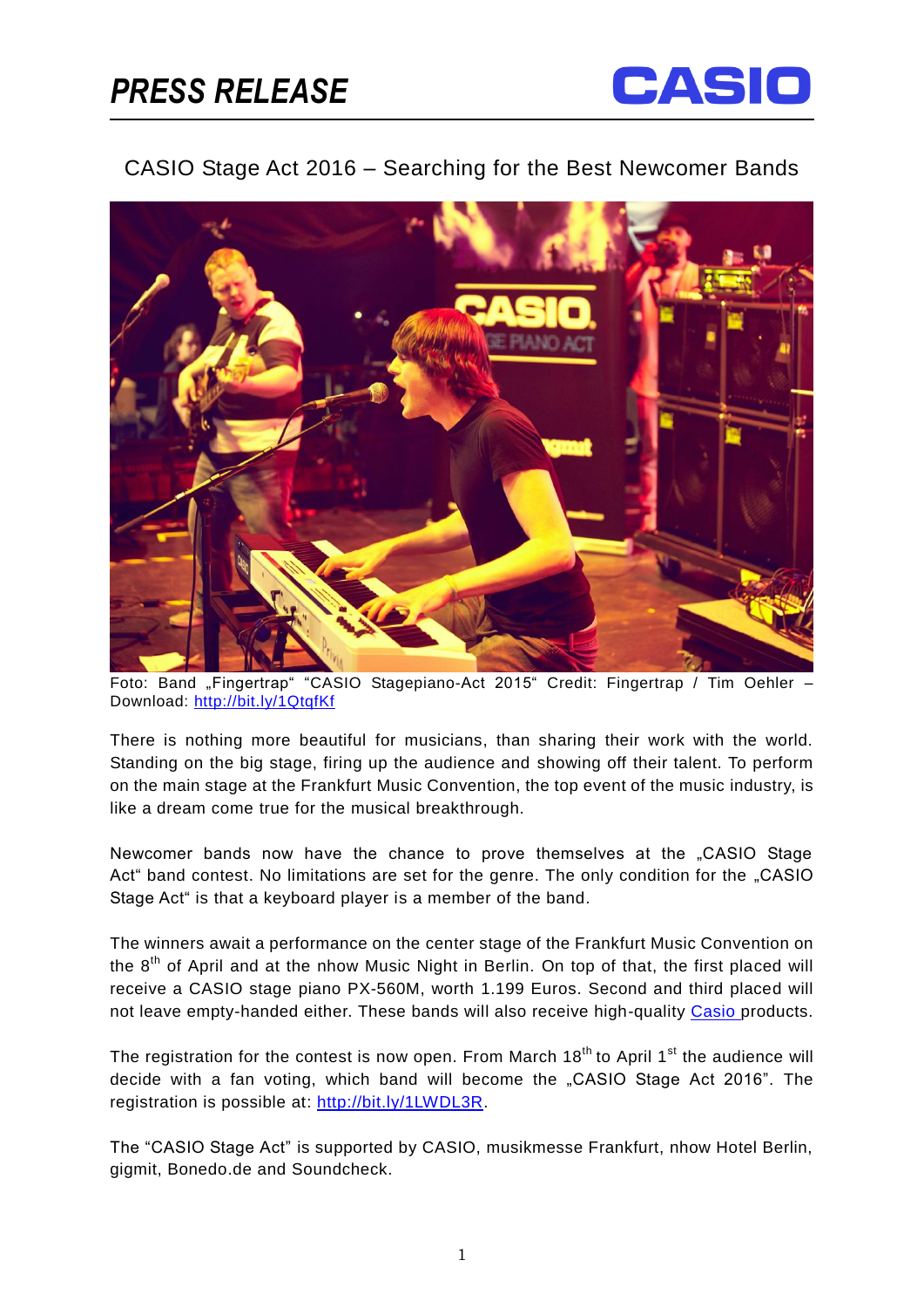# PRESS RELEASE

CASIO

## CASIO Stage Act 2016 – Searching for the Best Newcomer Bands

Foto: Band „Fingertrap" "CASIO Stagepiano-Act 2015" Credit: Fingertrap / Tim Oehler – Download: http://bit.ly/1QtqfKf

There is nothing more beautiful for musicians, than sharing their work with the world. Standing on the big stage, firing up the audience and showing off their talent. To perform on the main stage at the Frankfurt Music Convention, the top event of the music industry, is like a dream come true for the musical breakthrough.

Newcomer bands now have the chance to prove themselves at the „CASIO Stage Act" band contest. No limitations are set for the genre. The only condition for the „CASIO Stage Act" is that a keyboard player is a member of the band.

The winners await a performance on the center stage of the Frankfurt Music Convention on the 8th of April and at the nhow Music Night in Berlin. On top of that, the first placed will receive a CASIO stage piano PX-560M, worth 1.199 Euros. Second and third placed will not leave empty-handed either. These bands will also receive high-quality Casio products.

The registration for the contest is now open. From March 18th to April 1st the audience will decide with a fan voting, which band will become the „CASIO Stage Act 2016". The registration is possible at: http://bit.ly/1LWDL3R.

The "CASIO Stage Act" is supported by CASIO, musikmesse Frankfurt, nhow Hotel Berlin, gigmit, Bonedo.de and Soundcheck.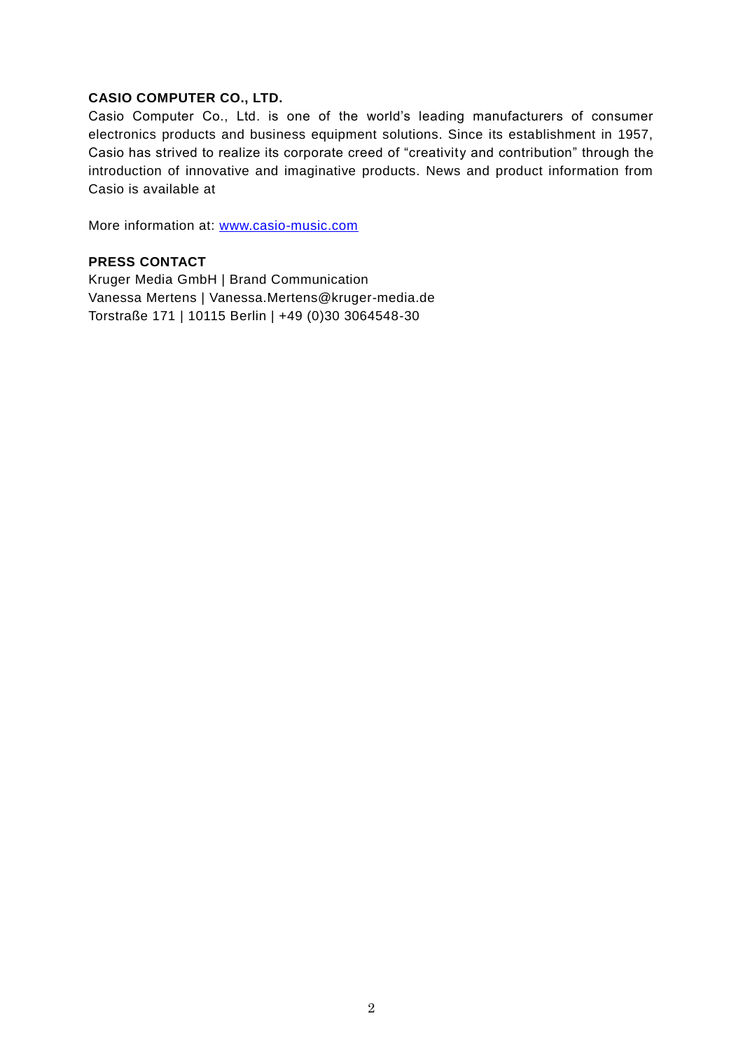**CASIO COMPUTER CO., LTD.**

Casio Computer Co., Ltd. is one of the world's leading manufacturers of consumer electronics products and business equipment solutions. Since its establishment in 1957, Casio has strived to realize its corporate creed of "creativity and contribution" through the introduction of innovative and imaginative products. News and product information from Casio is available at

More information at: [www.casio-music.com](http://www.casio-music.com)

**PRESS CONTACT**

Kruger Media GmbH | Brand Communication
Vanessa Mertens | Vanessa.Mertens@kruger-media.de
Torstraße 171 | 10115 Berlin | +49 (0)30 3064548-30